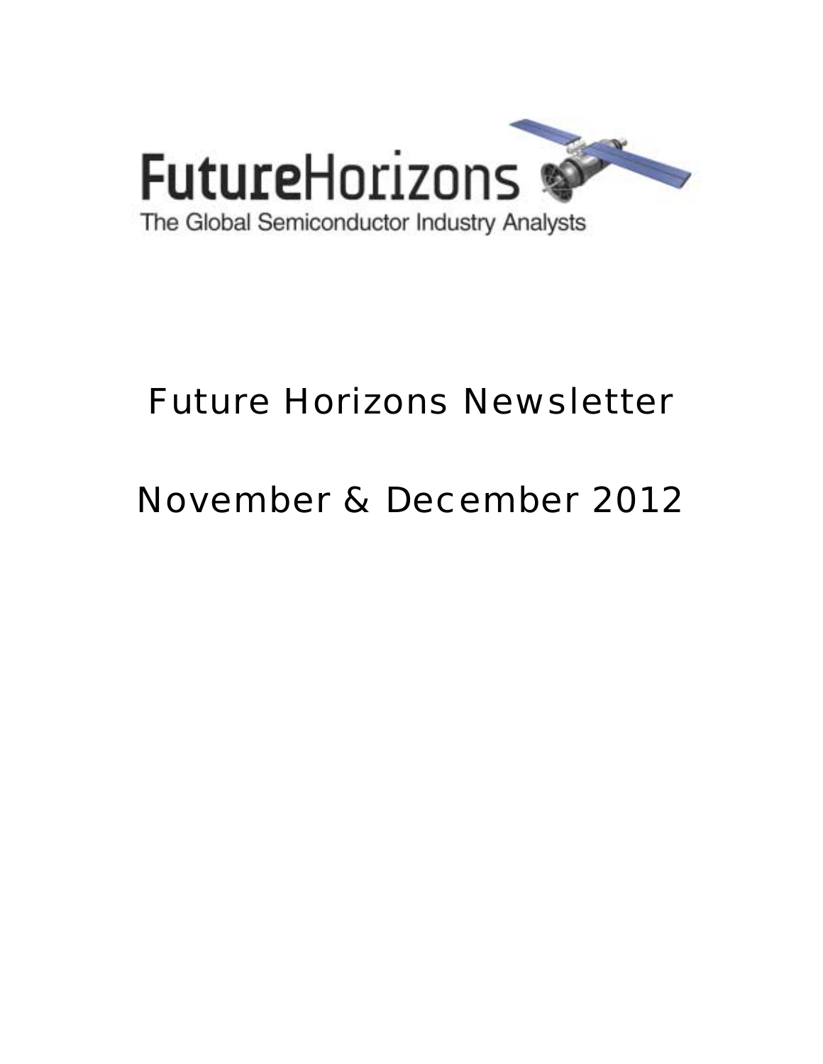FutureHorizons

The Global Semiconductor Industry Analysts

# Future Horizons Newsletter

# November & December 2012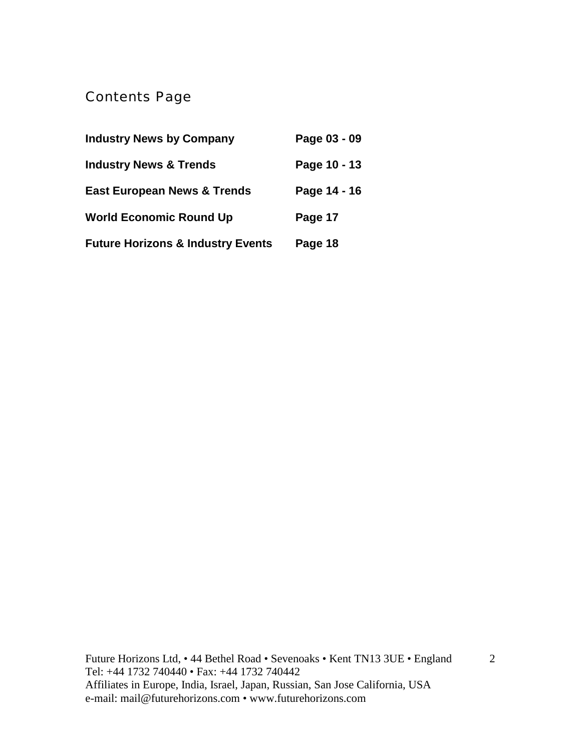# Contents Page

| | |
|---|---|
| **Industry News by Company** | **Page 03 - 09** |
| **Industry News & Trends** | **Page 10 - 13** |
| **East European News & Trends** | **Page 14 - 16** |
| **World Economic Round Up** | **Page 17** |
| **Future Horizons & Industry Events** | **Page 18** |

Future Horizons Ltd, • 44 Bethel Road • Sevenoaks • Kent TN13 3UE • England
Tel: +44 1732 740440 • Fax: +44 1732 740442
Affiliates in Europe, India, Israel, Japan, Russian, San Jose California, USA
e-mail: mail@futurehorizons.com • www.futurehorizons.com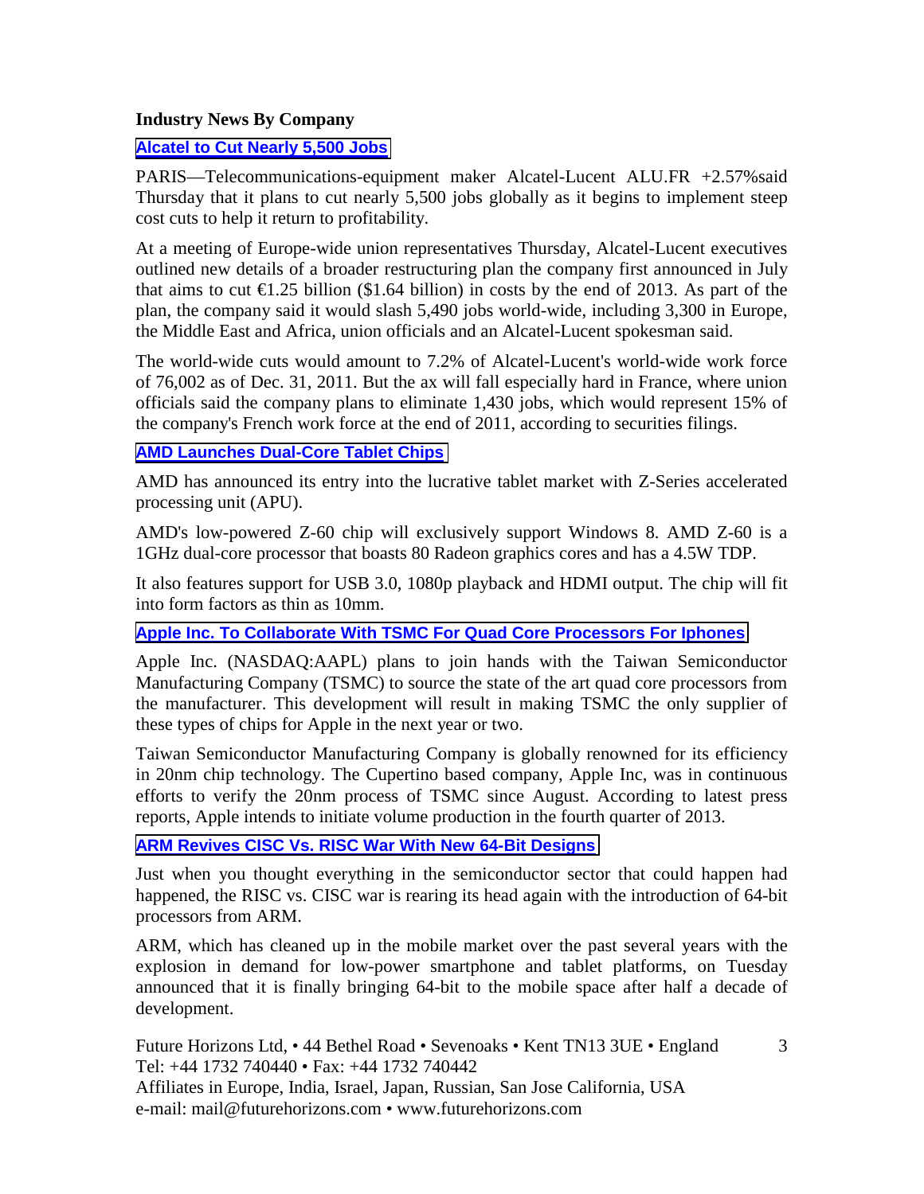**Industry News By Company**

**Alcatel to Cut Nearly 5,500 Jobs**

PARIS—Telecommunications-equipment maker Alcatel-Lucent ALU.FR +2.57%said Thursday that it plans to cut nearly 5,500 jobs globally as it begins to implement steep cost cuts to help it return to profitability.

At a meeting of Europe-wide union representatives Thursday, Alcatel-Lucent executives outlined new details of a broader restructuring plan the company first announced in July that aims to cut €1.25 billion ($1.64 billion) in costs by the end of 2013. As part of the plan, the company said it would slash 5,490 jobs world-wide, including 3,300 in Europe, the Middle East and Africa, union officials and an Alcatel-Lucent spokesman said.

The world-wide cuts would amount to 7.2% of Alcatel-Lucent's world-wide work force of 76,002 as of Dec. 31, 2011. But the ax will fall especially hard in France, where union officials said the company plans to eliminate 1,430 jobs, which would represent 15% of the company's French work force at the end of 2011, according to securities filings.

**AMD Launches Dual-Core Tablet Chips**

AMD has announced its entry into the lucrative tablet market with Z-Series accelerated processing unit (APU).

AMD's low-powered Z-60 chip will exclusively support Windows 8. AMD Z-60 is a 1GHz dual-core processor that boasts 80 Radeon graphics cores and has a 4.5W TDP.

It also features support for USB 3.0, 1080p playback and HDMI output. The chip will fit into form factors as thin as 10mm.

**Apple Inc. To Collaborate With TSMC For Quad Core Processors For Iphones**

Apple Inc. (NASDAQ:AAPL) plans to join hands with the Taiwan Semiconductor Manufacturing Company (TSMC) to source the state of the art quad core processors from the manufacturer. This development will result in making TSMC the only supplier of these types of chips for Apple in the next year or two.

Taiwan Semiconductor Manufacturing Company is globally renowned for its efficiency in 20nm chip technology. The Cupertino based company, Apple Inc, was in continuous efforts to verify the 20nm process of TSMC since August. According to latest press reports, Apple intends to initiate volume production in the fourth quarter of 2013.

**ARM Revives CISC Vs. RISC War With New 64-Bit Designs**

Just when you thought everything in the semiconductor sector that could happen had happened, the RISC vs. CISC war is rearing its head again with the introduction of 64-bit processors from ARM.

ARM, which has cleaned up in the mobile market over the past several years with the explosion in demand for low-power smartphone and tablet platforms, on Tuesday announced that it is finally bringing 64-bit to the mobile space after half a decade of development.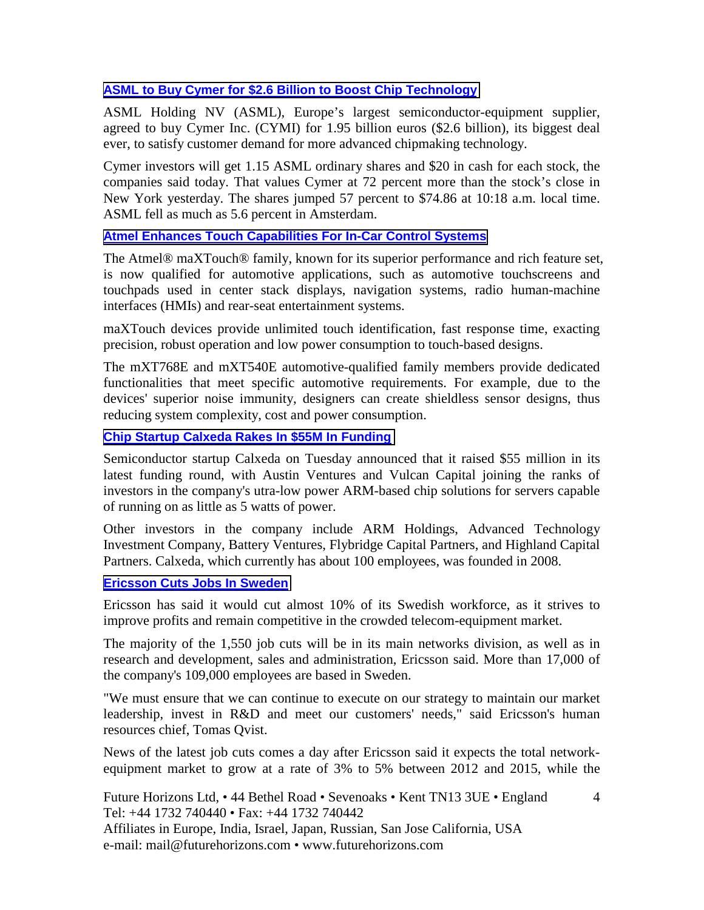### ASML to Buy Cymer for $2.6 Billion to Boost Chip Technology

ASML Holding NV (ASML), Europe's largest semiconductor-equipment supplier, agreed to buy Cymer Inc. (CYMI) for 1.95 billion euros ($2.6 billion), its biggest deal ever, to satisfy customer demand for more advanced chipmaking technology.

Cymer investors will get 1.15 ASML ordinary shares and $20 in cash for each stock, the companies said today. That values Cymer at 72 percent more than the stock's close in New York yesterday. The shares jumped 57 percent to $74.86 at 10:18 a.m. local time. ASML fell as much as 5.6 percent in Amsterdam.

### Atmel Enhances Touch Capabilities For In-Car Control Systems

The Atmel® maXTouch® family, known for its superior performance and rich feature set, is now qualified for automotive applications, such as automotive touchscreens and touchpads used in center stack displays, navigation systems, radio human-machine interfaces (HMIs) and rear-seat entertainment systems.

maXTouch devices provide unlimited touch identification, fast response time, exacting precision, robust operation and low power consumption to touch-based designs.

The mXT768E and mXT540E automotive-qualified family members provide dedicated functionalities that meet specific automotive requirements. For example, due to the devices' superior noise immunity, designers can create shieldless sensor designs, thus reducing system complexity, cost and power consumption.

### Chip Startup Calxeda Rakes In $55M In Funding

Semiconductor startup Calxeda on Tuesday announced that it raised $55 million in its latest funding round, with Austin Ventures and Vulcan Capital joining the ranks of investors in the company's ultra-low power ARM-based chip solutions for servers capable of running on as little as 5 watts of power.

Other investors in the company include ARM Holdings, Advanced Technology Investment Company, Battery Ventures, Flybridge Capital Partners, and Highland Capital Partners. Calxeda, which currently has about 100 employees, was founded in 2008.

### Ericsson Cuts Jobs In Sweden

Ericsson has said it would cut almost 10% of its Swedish workforce, as it strives to improve profits and remain competitive in the crowded telecom-equipment market.

The majority of the 1,550 job cuts will be in its main networks division, as well as in research and development, sales and administration, Ericsson said. More than 17,000 of the company's 109,000 employees are based in Sweden.

"We must ensure that we can continue to execute on our strategy to maintain our market leadership, invest in R&D and meet our customers' needs," said Ericsson's human resources chief, Tomas Qvist.

News of the latest job cuts comes a day after Ericsson said it expects the total network-equipment market to grow at a rate of 3% to 5% between 2012 and 2015, while the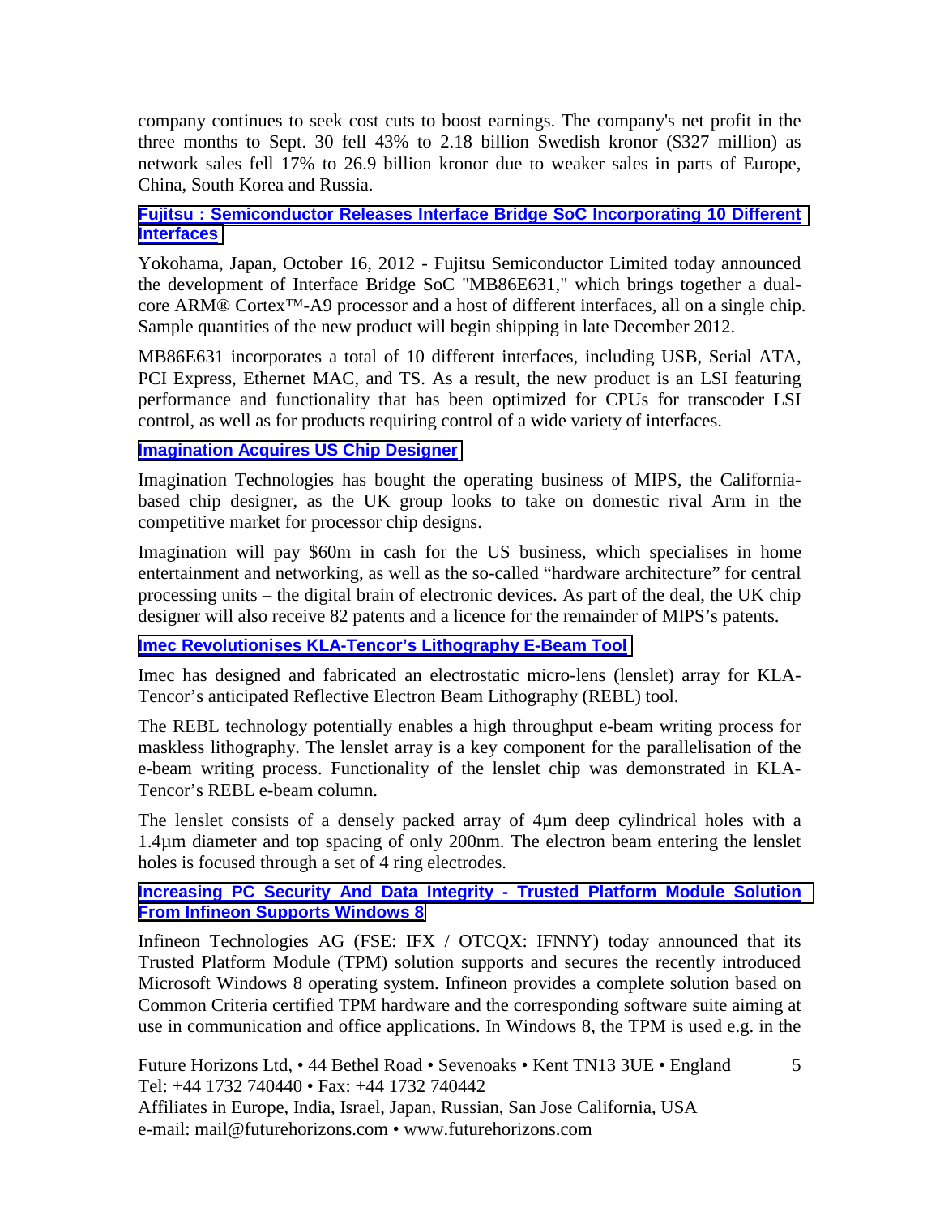company continues to seek cost cuts to boost earnings. The company's net profit in the three months to Sept. 30 fell 43% to 2.18 billion Swedish kronor ($327 million) as network sales fell 17% to 26.9 billion kronor due to weaker sales in parts of Europe, China, South Korea and Russia.

**Fujitsu : Semiconductor Releases Interface Bridge SoC Incorporating 10 Different Interfaces**

Yokohama, Japan, October 16, 2012 - Fujitsu Semiconductor Limited today announced the development of Interface Bridge SoC "MB86E631," which brings together a dual-core ARM® Cortex™-A9 processor and a host of different interfaces, all on a single chip. Sample quantities of the new product will begin shipping in late December 2012.

MB86E631 incorporates a total of 10 different interfaces, including USB, Serial ATA, PCI Express, Ethernet MAC, and TS. As a result, the new product is an LSI featuring performance and functionality that has been optimized for CPUs for transcoder LSI control, as well as for products requiring control of a wide variety of interfaces.

**Imagination Acquires US Chip Designer**

Imagination Technologies has bought the operating business of MIPS, the California-based chip designer, as the UK group looks to take on domestic rival Arm in the competitive market for processor chip designs.

Imagination will pay $60m in cash for the US business, which specialises in home entertainment and networking, as well as the so-called "hardware architecture" for central processing units – the digital brain of electronic devices. As part of the deal, the UK chip designer will also receive 82 patents and a licence for the remainder of MIPS's patents.

**Imec Revolutionises KLA-Tencor's Lithography E-Beam Tool**

Imec has designed and fabricated an electrostatic micro-lens (lenslet) array for KLA-Tencor's anticipated Reflective Electron Beam Lithography (REBL) tool.

The REBL technology potentially enables a high throughput e-beam writing process for maskless lithography. The lenslet array is a key component for the parallelisation of the e-beam writing process. Functionality of the lenslet chip was demonstrated in KLA-Tencor's REBL e-beam column.

The lenslet consists of a densely packed array of 4µm deep cylindrical holes with a 1.4µm diameter and top spacing of only 200nm. The electron beam entering the lenslet holes is focused through a set of 4 ring electrodes.

**Increasing PC Security And Data Integrity - Trusted Platform Module Solution From Infineon Supports Windows 8**

Infineon Technologies AG (FSE: IFX / OTCQX: IFNNY) today announced that its Trusted Platform Module (TPM) solution supports and secures the recently introduced Microsoft Windows 8 operating system. Infineon provides a complete solution based on Common Criteria certified TPM hardware and the corresponding software suite aiming at use in communication and office applications. In Windows 8, the TPM is used e.g. in the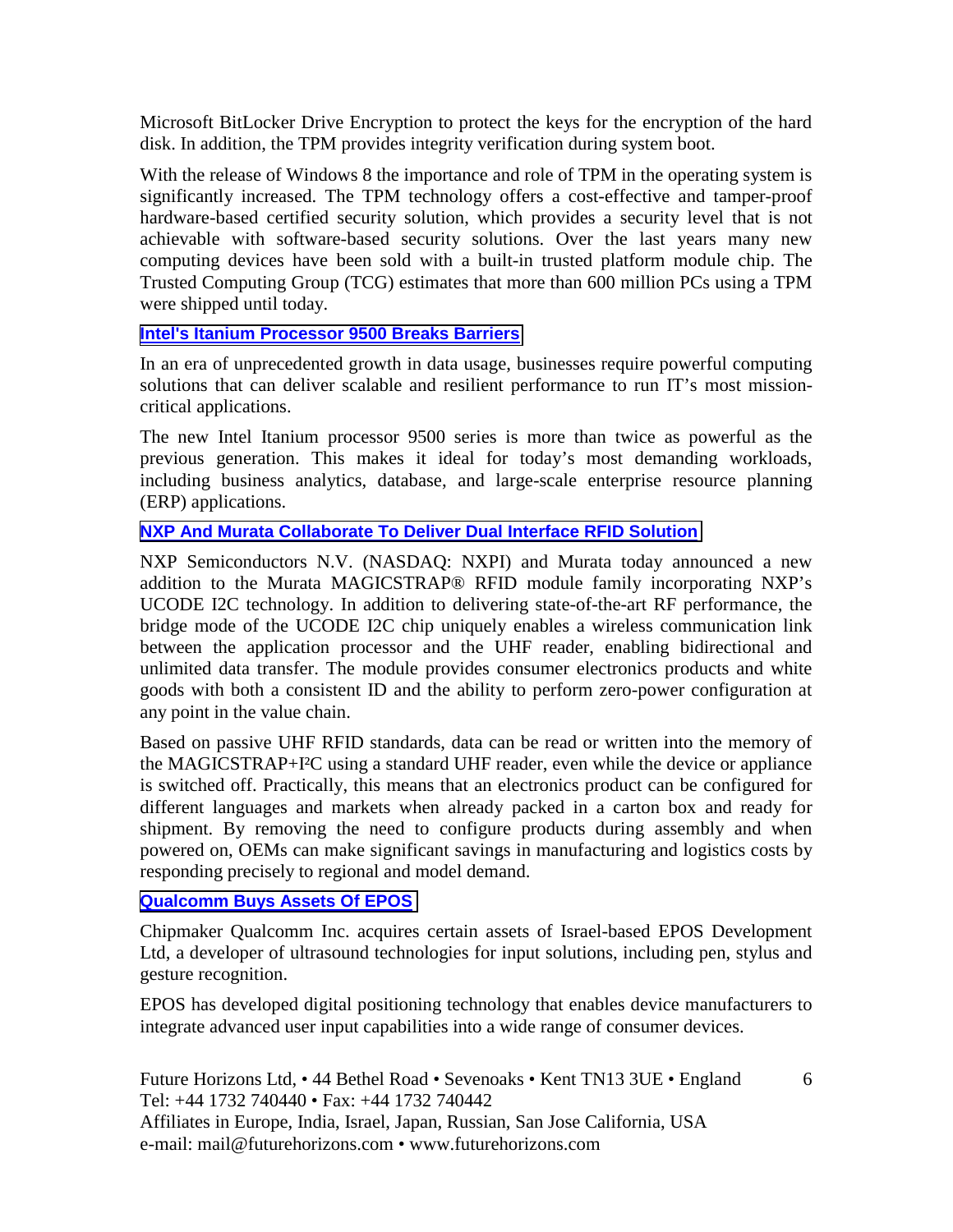Microsoft BitLocker Drive Encryption to protect the keys for the encryption of the hard disk. In addition, the TPM provides integrity verification during system boot.

With the release of Windows 8 the importance and role of TPM in the operating system is significantly increased. The TPM technology offers a cost-effective and tamper-proof hardware-based certified security solution, which provides a security level that is not achievable with software-based security solutions. Over the last years many new computing devices have been sold with a built-in trusted platform module chip. The Trusted Computing Group (TCG) estimates that more than 600 million PCs using a TPM were shipped until today.

### Intel's Itanium Processor 9500 Breaks Barriers

In an era of unprecedented growth in data usage, businesses require powerful computing solutions that can deliver scalable and resilient performance to run IT's most mission-critical applications.

The new Intel Itanium processor 9500 series is more than twice as powerful as the previous generation. This makes it ideal for today's most demanding workloads, including business analytics, database, and large-scale enterprise resource planning (ERP) applications.

### NXP And Murata Collaborate To Deliver Dual Interface RFID Solution

NXP Semiconductors N.V. (NASDAQ: NXPI) and Murata today announced a new addition to the Murata MAGICSTRAP® RFID module family incorporating NXP's UCODE I2C technology. In addition to delivering state-of-the-art RF performance, the bridge mode of the UCODE I2C chip uniquely enables a wireless communication link between the application processor and the UHF reader, enabling bidirectional and unlimited data transfer. The module provides consumer electronics products and white goods with both a consistent ID and the ability to perform zero-power configuration at any point in the value chain.

Based on passive UHF RFID standards, data can be read or written into the memory of the MAGICSTRAP+I²C using a standard UHF reader, even while the device or appliance is switched off. Practically, this means that an electronics product can be configured for different languages and markets when already packed in a carton box and ready for shipment. By removing the need to configure products during assembly and when powered on, OEMs can make significant savings in manufacturing and logistics costs by responding precisely to regional and model demand.

### Qualcomm Buys Assets Of EPOS

Chipmaker Qualcomm Inc. acquires certain assets of Israel-based EPOS Development Ltd, a developer of ultrasound technologies for input solutions, including pen, stylus and gesture recognition.

EPOS has developed digital positioning technology that enables device manufacturers to integrate advanced user input capabilities into a wide range of consumer devices.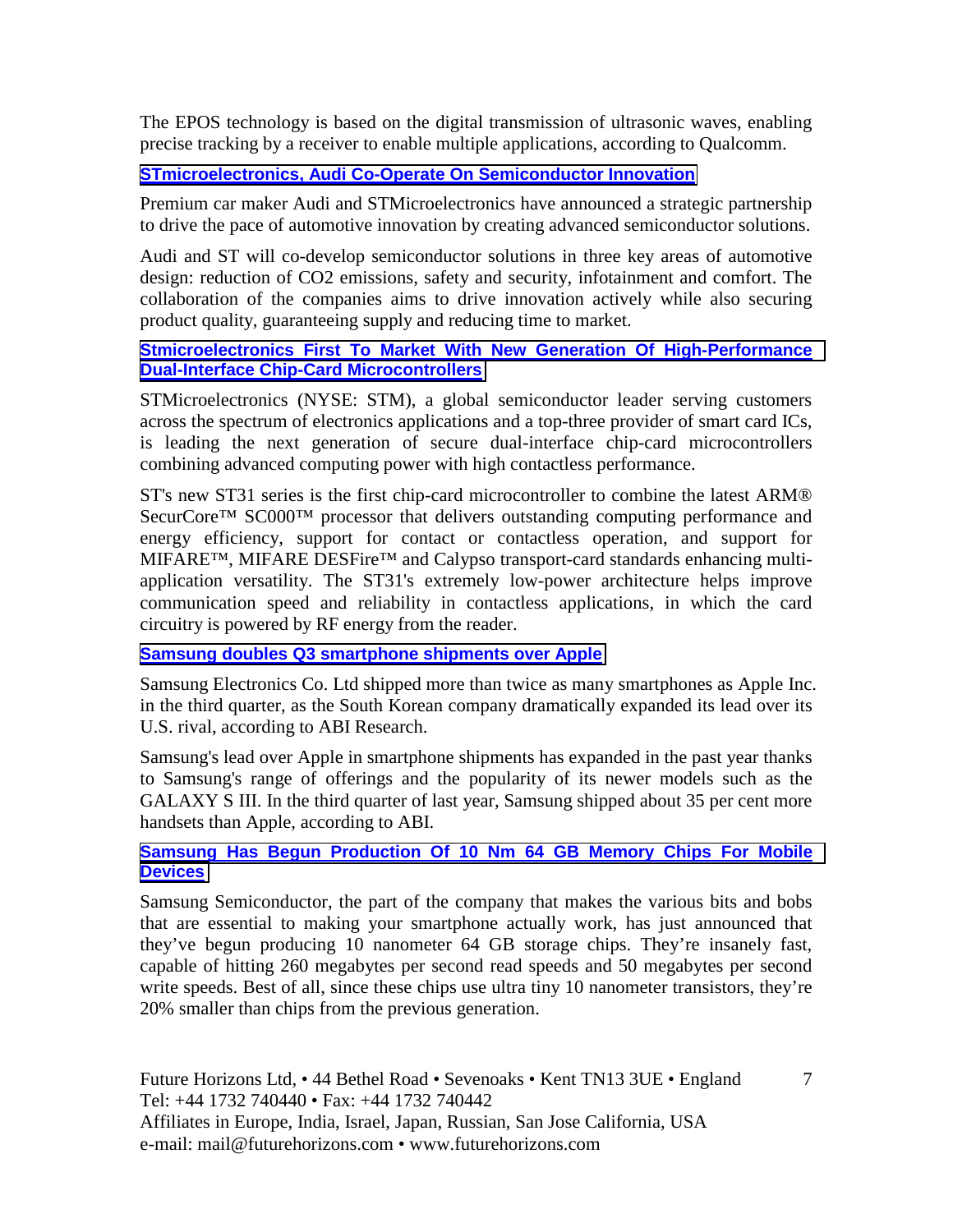The EPOS technology is based on the digital transmission of ultrasonic waves, enabling precise tracking by a receiver to enable multiple applications, according to Qualcomm.

### STmicroelectronics, Audi Co-Operate On Semiconductor Innovation

Premium car maker Audi and STMicroelectronics have announced a strategic partnership to drive the pace of automotive innovation by creating advanced semiconductor solutions.

Audi and ST will co-develop semiconductor solutions in three key areas of automotive design: reduction of CO2 emissions, safety and security, infotainment and comfort. The collaboration of the companies aims to drive innovation actively while also securing product quality, guaranteeing supply and reducing time to market.

### Stmicroelectronics First To Market With New Generation Of High-Performance Dual-Interface Chip-Card Microcontrollers

STMicroelectronics (NYSE: STM), a global semiconductor leader serving customers across the spectrum of electronics applications and a top-three provider of smart card ICs, is leading the next generation of secure dual-interface chip-card microcontrollers combining advanced computing power with high contactless performance.

ST's new ST31 series is the first chip-card microcontroller to combine the latest ARM® SecurCore™ SC000™ processor that delivers outstanding computing performance and energy efficiency, support for contact or contactless operation, and support for MIFARE™, MIFARE DESFire™ and Calypso transport-card standards enhancing multi-application versatility. The ST31's extremely low-power architecture helps improve communication speed and reliability in contactless applications, in which the card circuitry is powered by RF energy from the reader.

### Samsung doubles Q3 smartphone shipments over Apple

Samsung Electronics Co. Ltd shipped more than twice as many smartphones as Apple Inc. in the third quarter, as the South Korean company dramatically expanded its lead over its U.S. rival, according to ABI Research.

Samsung's lead over Apple in smartphone shipments has expanded in the past year thanks to Samsung's range of offerings and the popularity of its newer models such as the GALAXY S III. In the third quarter of last year, Samsung shipped about 35 per cent more handsets than Apple, according to ABI.

### Samsung Has Begun Production Of 10 Nm 64 GB Memory Chips For Mobile Devices

Samsung Semiconductor, the part of the company that makes the various bits and bobs that are essential to making your smartphone actually work, has just announced that they've begun producing 10 nanometer 64 GB storage chips. They're insanely fast, capable of hitting 260 megabytes per second read speeds and 50 megabytes per second write speeds. Best of all, since these chips use ultra tiny 10 nanometer transistors, they're 20% smaller than chips from the previous generation.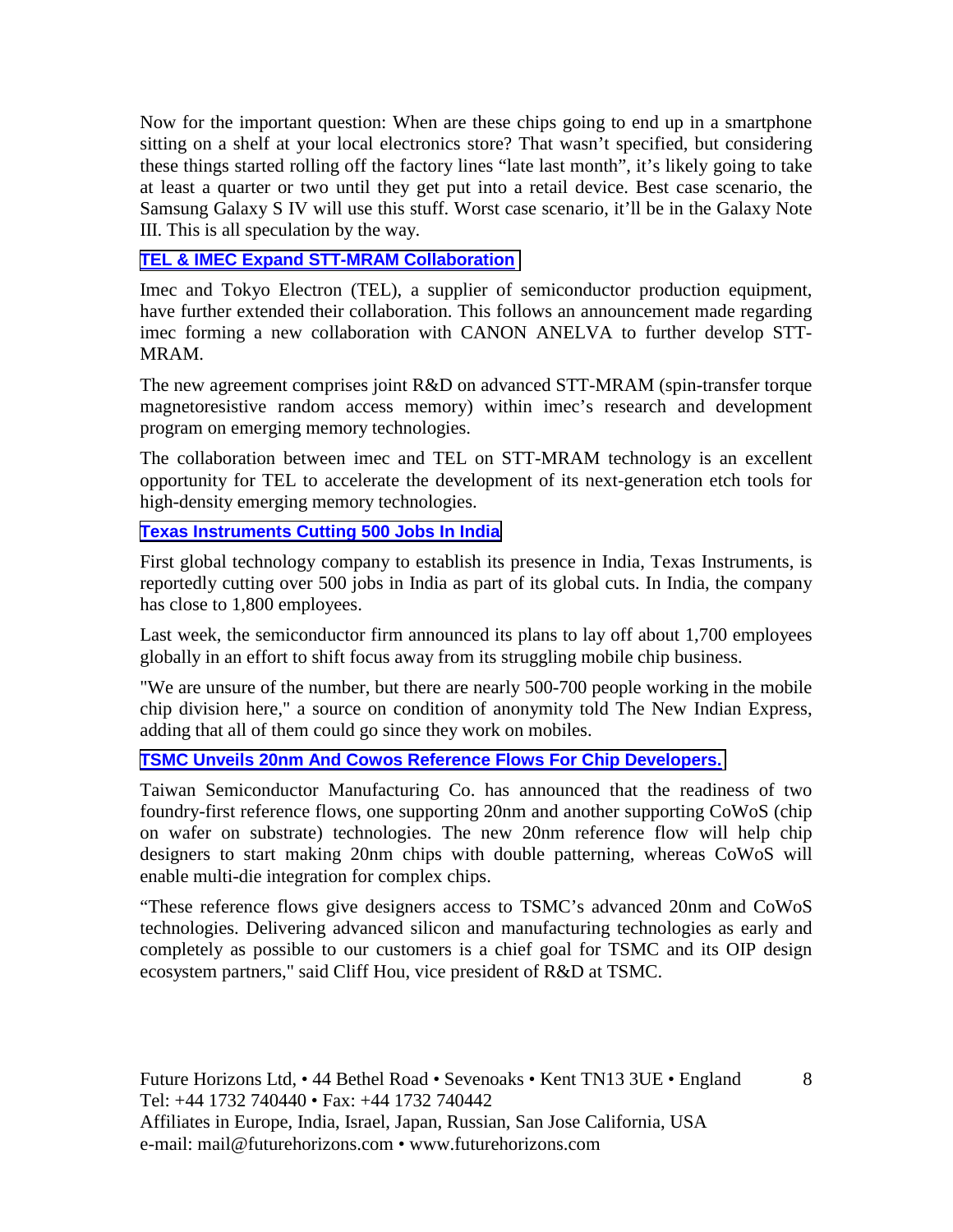Now for the important question: When are these chips going to end up in a smartphone sitting on a shelf at your local electronics store? That wasn't specified, but considering these things started rolling off the factory lines "late last month", it's likely going to take at least a quarter or two until they get put into a retail device. Best case scenario, the Samsung Galaxy S IV will use this stuff. Worst case scenario, it'll be in the Galaxy Note III. This is all speculation by the way.

### TEL & IMEC Expand STT-MRAM Collaboration

Imec and Tokyo Electron (TEL), a supplier of semiconductor production equipment, have further extended their collaboration. This follows an announcement made regarding imec forming a new collaboration with CANON ANELVA to further develop STT-MRAM.

The new agreement comprises joint R&D on advanced STT-MRAM (spin-transfer torque magnetoresistive random access memory) within imec's research and development program on emerging memory technologies.

The collaboration between imec and TEL on STT-MRAM technology is an excellent opportunity for TEL to accelerate the development of its next-generation etch tools for high-density emerging memory technologies.

### Texas Instruments Cutting 500 Jobs In India

First global technology company to establish its presence in India, Texas Instruments, is reportedly cutting over 500 jobs in India as part of its global cuts. In India, the company has close to 1,800 employees.

Last week, the semiconductor firm announced its plans to lay off about 1,700 employees globally in an effort to shift focus away from its struggling mobile chip business.

"We are unsure of the number, but there are nearly 500-700 people working in the mobile chip division here," a source on condition of anonymity told The New Indian Express, adding that all of them could go since they work on mobiles.

### TSMC Unveils 20nm And Cowos Reference Flows For Chip Developers.

Taiwan Semiconductor Manufacturing Co. has announced that the readiness of two foundry-first reference flows, one supporting 20nm and another supporting CoWoS (chip on wafer on substrate) technologies. The new 20nm reference flow will help chip designers to start making 20nm chips with double patterning, whereas CoWoS will enable multi-die integration for complex chips.

"These reference flows give designers access to TSMC's advanced 20nm and CoWoS technologies. Delivering advanced silicon and manufacturing technologies as early and completely as possible to our customers is a chief goal for TSMC and its OIP design ecosystem partners," said Cliff Hou, vice president of R&D at TSMC.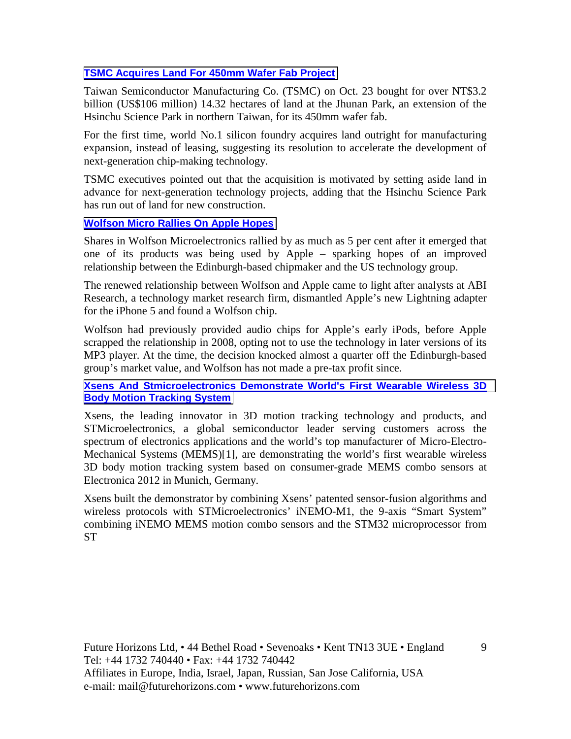### [TSMC Acquires Land For 450mm Wafer Fab Project]

Taiwan Semiconductor Manufacturing Co. (TSMC) on Oct. 23 bought for over NT$3.2 billion (US$106 million) 14.32 hectares of land at the Jhunan Park, an extension of the Hsinchu Science Park in northern Taiwan, for its 450mm wafer fab.

For the first time, world No.1 silicon foundry acquires land outright for manufacturing expansion, instead of leasing, suggesting its resolution to accelerate the development of next-generation chip-making technology.

TSMC executives pointed out that the acquisition is motivated by setting aside land in advance for next-generation technology projects, adding that the Hsinchu Science Park has run out of land for new construction.

### [Wolfson Micro Rallies On Apple Hopes]

Shares in Wolfson Microelectronics rallied by as much as 5 per cent after it emerged that one of its products was being used by Apple – sparking hopes of an improved relationship between the Edinburgh-based chipmaker and the US technology group.

The renewed relationship between Wolfson and Apple came to light after analysts at ABI Research, a technology market research firm, dismantled Apple's new Lightning adapter for the iPhone 5 and found a Wolfson chip.

Wolfson had previously provided audio chips for Apple's early iPods, before Apple scrapped the relationship in 2008, opting not to use the technology in later versions of its MP3 player. At the time, the decision knocked almost a quarter off the Edinburgh-based group's market value, and Wolfson has not made a pre-tax profit since.

### [Xsens And Stmicroelectronics Demonstrate World's First Wearable Wireless 3D Body Motion Tracking System]

Xsens, the leading innovator in 3D motion tracking technology and products, and STMicroelectronics, a global semiconductor leader serving customers across the spectrum of electronics applications and the world's top manufacturer of Micro-Electro-Mechanical Systems (MEMS)[1], are demonstrating the world's first wearable wireless 3D body motion tracking system based on consumer-grade MEMS combo sensors at Electronica 2012 in Munich, Germany.

Xsens built the demonstrator by combining Xsens' patented sensor-fusion algorithms and wireless protocols with STMicroelectronics' iNEMO-M1, the 9-axis "Smart System" combining iNEMO MEMS motion combo sensors and the STM32 microprocessor from ST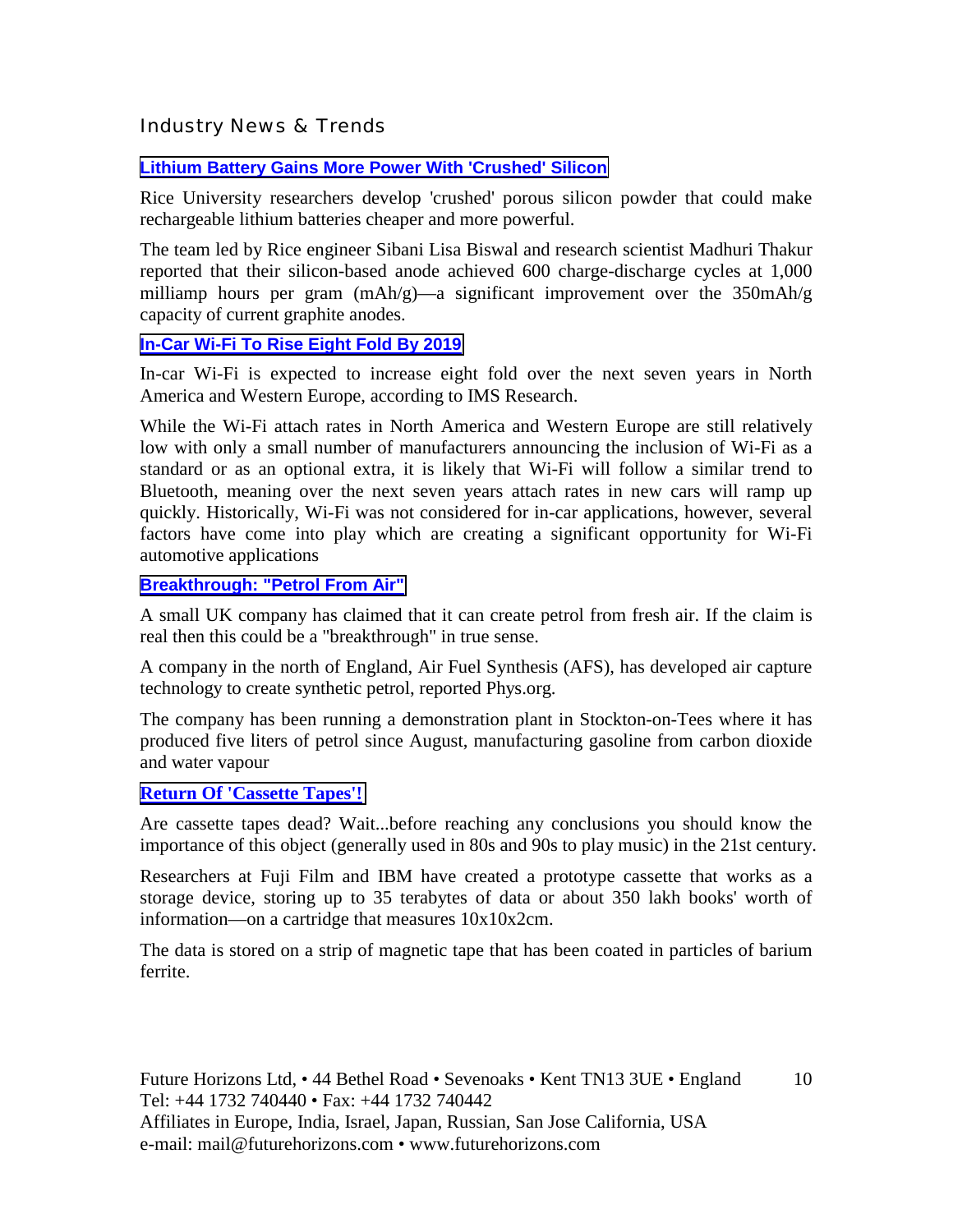## Industry News & Trends

### Lithium Battery Gains More Power With 'Crushed' Silicon

Rice University researchers develop 'crushed' porous silicon powder that could make rechargeable lithium batteries cheaper and more powerful.

The team led by Rice engineer Sibani Lisa Biswal and research scientist Madhuri Thakur reported that their silicon-based anode achieved 600 charge-discharge cycles at 1,000 milliamp hours per gram (mAh/g)—a significant improvement over the 350mAh/g capacity of current graphite anodes.

### In-Car Wi-Fi To Rise Eight Fold By 2019

In-car Wi-Fi is expected to increase eight fold over the next seven years in North America and Western Europe, according to IMS Research.

While the Wi-Fi attach rates in North America and Western Europe are still relatively low with only a small number of manufacturers announcing the inclusion of Wi-Fi as a standard or as an optional extra, it is likely that Wi-Fi will follow a similar trend to Bluetooth, meaning over the next seven years attach rates in new cars will ramp up quickly. Historically, Wi-Fi was not considered for in-car applications, however, several factors have come into play which are creating a significant opportunity for Wi-Fi automotive applications

### Breakthrough: "Petrol From Air"

A small UK company has claimed that it can create petrol from fresh air. If the claim is real then this could be a "breakthrough" in true sense.

A company in the north of England, Air Fuel Synthesis (AFS), has developed air capture technology to create synthetic petrol, reported Phys.org.

The company has been running a demonstration plant in Stockton-on-Tees where it has produced five liters of petrol since August, manufacturing gasoline from carbon dioxide and water vapour

### Return Of 'Cassette Tapes'!

Are cassette tapes dead? Wait...before reaching any conclusions you should know the importance of this object (generally used in 80s and 90s to play music) in the 21st century.

Researchers at Fuji Film and IBM have created a prototype cassette that works as a storage device, storing up to 35 terabytes of data or about 350 lakh books' worth of information—on a cartridge that measures 10x10x2cm.

The data is stored on a strip of magnetic tape that has been coated in particles of barium ferrite.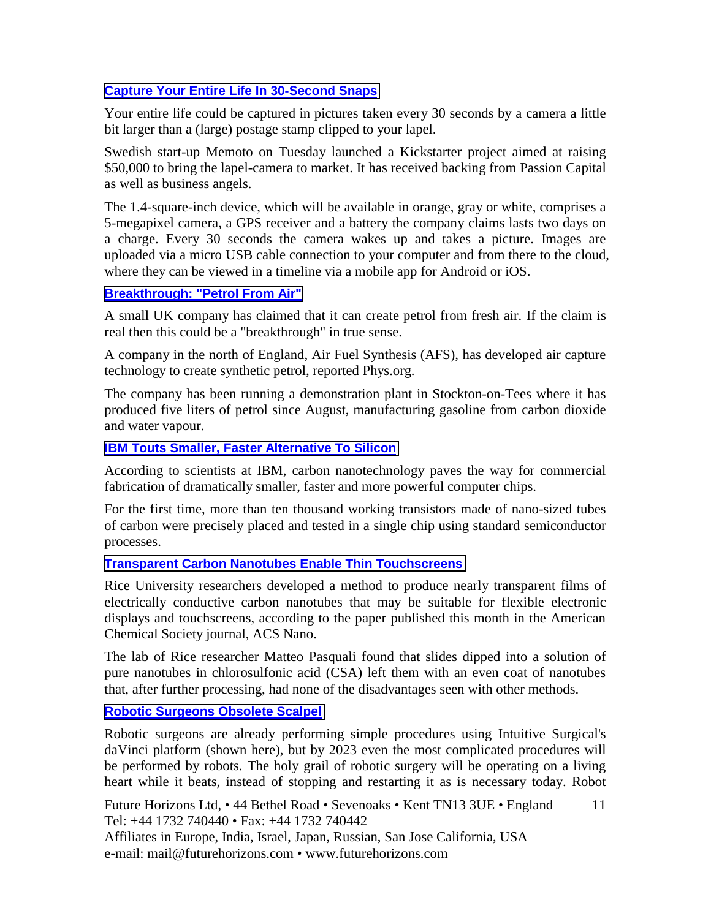### Capture Your Entire Life In 30-Second Snaps

Your entire life could be captured in pictures taken every 30 seconds by a camera a little bit larger than a (large) postage stamp clipped to your lapel.

Swedish start-up Memoto on Tuesday launched a Kickstarter project aimed at raising $50,000 to bring the lapel-camera to market. It has received backing from Passion Capital as well as business angels.

The 1.4-square-inch device, which will be available in orange, gray or white, comprises a 5-megapixel camera, a GPS receiver and a battery the company claims lasts two days on a charge. Every 30 seconds the camera wakes up and takes a picture. Images are uploaded via a micro USB cable connection to your computer and from there to the cloud, where they can be viewed in a timeline via a mobile app for Android or iOS.

### Breakthrough: "Petrol From Air"

A small UK company has claimed that it can create petrol from fresh air. If the claim is real then this could be a "breakthrough" in true sense.

A company in the north of England, Air Fuel Synthesis (AFS), has developed air capture technology to create synthetic petrol, reported Phys.org.

The company has been running a demonstration plant in Stockton-on-Tees where it has produced five liters of petrol since August, manufacturing gasoline from carbon dioxide and water vapour.

### IBM Touts Smaller, Faster Alternative To Silicon

According to scientists at IBM, carbon nanotechnology paves the way for commercial fabrication of dramatically smaller, faster and more powerful computer chips.

For the first time, more than ten thousand working transistors made of nano-sized tubes of carbon were precisely placed and tested in a single chip using standard semiconductor processes.

### Transparent Carbon Nanotubes Enable Thin Touchscreens

Rice University researchers developed a method to produce nearly transparent films of electrically conductive carbon nanotubes that may be suitable for flexible electronic displays and touchscreens, according to the paper published this month in the American Chemical Society journal, ACS Nano.

The lab of Rice researcher Matteo Pasquali found that slides dipped into a solution of pure nanotubes in chlorosulfonic acid (CSA) left them with an even coat of nanotubes that, after further processing, had none of the disadvantages seen with other methods.

### Robotic Surgeons Obsolete Scalpel

Robotic surgeons are already performing simple procedures using Intuitive Surgical's daVinci platform (shown here), but by 2023 even the most complicated procedures will be performed by robots. The holy grail of robotic surgery will be operating on a living heart while it beats, instead of stopping and restarting it as is necessary today. Robot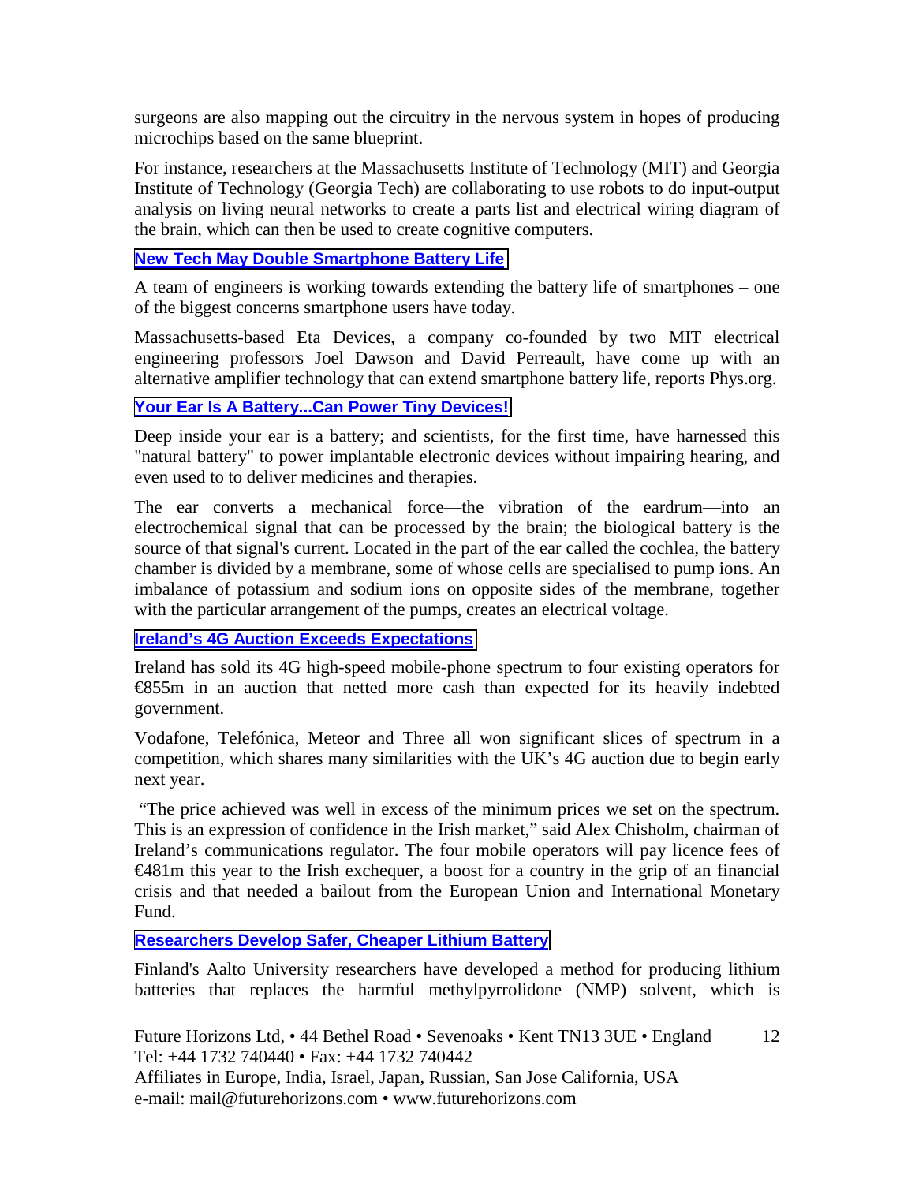surgeons are also mapping out the circuitry in the nervous system in hopes of producing microchips based on the same blueprint.

For instance, researchers at the Massachusetts Institute of Technology (MIT) and Georgia Institute of Technology (Georgia Tech) are collaborating to use robots to do input-output analysis on living neural networks to create a parts list and electrical wiring diagram of the brain, which can then be used to create cognitive computers.

### New Tech May Double Smartphone Battery Life

A team of engineers is working towards extending the battery life of smartphones – one of the biggest concerns smartphone users have today.

Massachusetts-based Eta Devices, a company co-founded by two MIT electrical engineering professors Joel Dawson and David Perreault, have come up with an alternative amplifier technology that can extend smartphone battery life, reports Phys.org.

### Your Ear Is A Battery...Can Power Tiny Devices!

Deep inside your ear is a battery; and scientists, for the first time, have harnessed this "natural battery" to power implantable electronic devices without impairing hearing, and even used to to deliver medicines and therapies.

The ear converts a mechanical force—the vibration of the eardrum—into an electrochemical signal that can be processed by the brain; the biological battery is the source of that signal's current. Located in the part of the ear called the cochlea, the battery chamber is divided by a membrane, some of whose cells are specialised to pump ions. An imbalance of potassium and sodium ions on opposite sides of the membrane, together with the particular arrangement of the pumps, creates an electrical voltage.

### Ireland's 4G Auction Exceeds Expectations

Ireland has sold its 4G high-speed mobile-phone spectrum to four existing operators for €855m in an auction that netted more cash than expected for its heavily indebted government.

Vodafone, Telefónica, Meteor and Three all won significant slices of spectrum in a competition, which shares many similarities with the UK's 4G auction due to begin early next year.

"The price achieved was well in excess of the minimum prices we set on the spectrum. This is an expression of confidence in the Irish market," said Alex Chisholm, chairman of Ireland's communications regulator. The four mobile operators will pay licence fees of €481m this year to the Irish exchequer, a boost for a country in the grip of an financial crisis and that needed a bailout from the European Union and International Monetary Fund.

### Researchers Develop Safer, Cheaper Lithium Battery

Finland's Aalto University researchers have developed a method for producing lithium batteries that replaces the harmful methylpyrrolidone (NMP) solvent, which is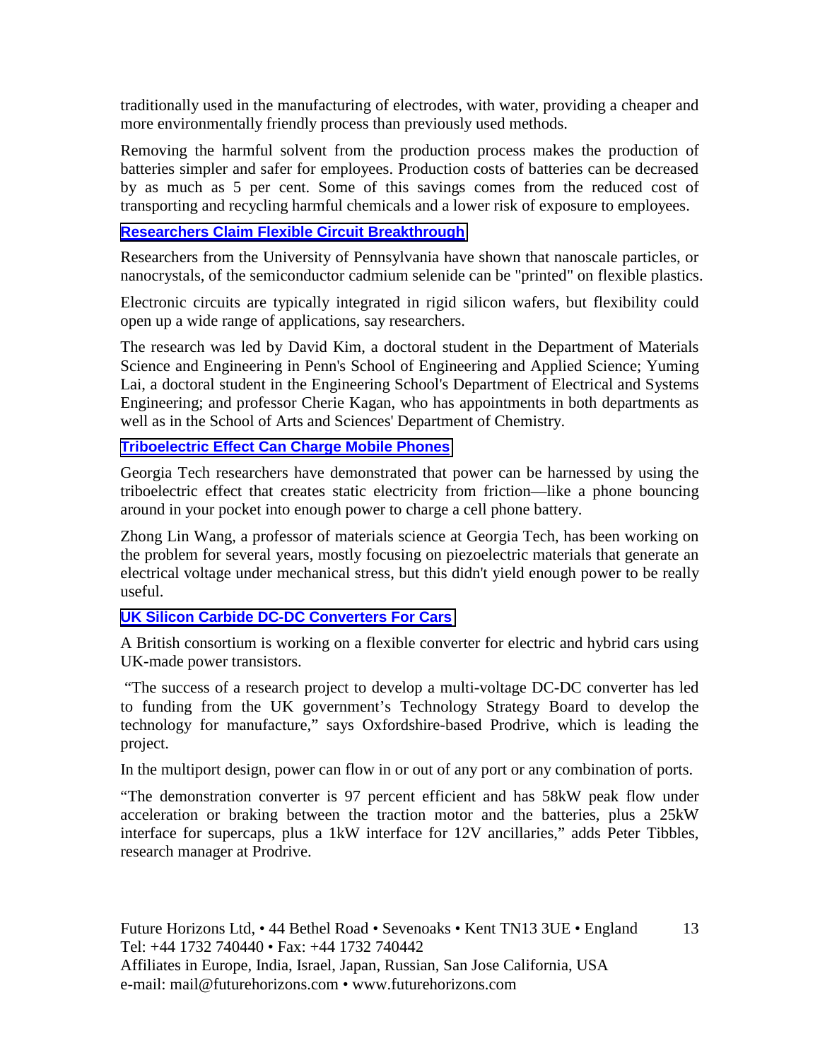traditionally used in the manufacturing of electrodes, with water, providing a cheaper and more environmentally friendly process than previously used methods.

Removing the harmful solvent from the production process makes the production of batteries simpler and safer for employees. Production costs of batteries can be decreased by as much as 5 per cent. Some of this savings comes from the reduced cost of transporting and recycling harmful chemicals and a lower risk of exposure to employees.

**Researchers Claim Flexible Circuit Breakthrough**

Researchers from the University of Pennsylvania have shown that nanoscale particles, or nanocrystals, of the semiconductor cadmium selenide can be "printed" on flexible plastics.

Electronic circuits are typically integrated in rigid silicon wafers, but flexibility could open up a wide range of applications, say researchers.

The research was led by David Kim, a doctoral student in the Department of Materials Science and Engineering in Penn's School of Engineering and Applied Science; Yuming Lai, a doctoral student in the Engineering School's Department of Electrical and Systems Engineering; and professor Cherie Kagan, who has appointments in both departments as well as in the School of Arts and Sciences' Department of Chemistry.

**Triboelectric Effect Can Charge Mobile Phones**

Georgia Tech researchers have demonstrated that power can be harnessed by using the triboelectric effect that creates static electricity from friction—like a phone bouncing around in your pocket into enough power to charge a cell phone battery.

Zhong Lin Wang, a professor of materials science at Georgia Tech, has been working on the problem for several years, mostly focusing on piezoelectric materials that generate an electrical voltage under mechanical stress, but this didn't yield enough power to be really useful.

**UK Silicon Carbide DC-DC Converters For Cars**

A British consortium is working on a flexible converter for electric and hybrid cars using UK-made power transistors.

"The success of a research project to develop a multi-voltage DC-DC converter has led to funding from the UK government's Technology Strategy Board to develop the technology for manufacture," says Oxfordshire-based Prodrive, which is leading the project.

In the multiport design, power can flow in or out of any port or any combination of ports.

"The demonstration converter is 97 percent efficient and has 58kW peak flow under acceleration or braking between the traction motor and the batteries, plus a 25kW interface for supercaps, plus a 1kW interface for 12V ancillaries," adds Peter Tibbles, research manager at Prodrive.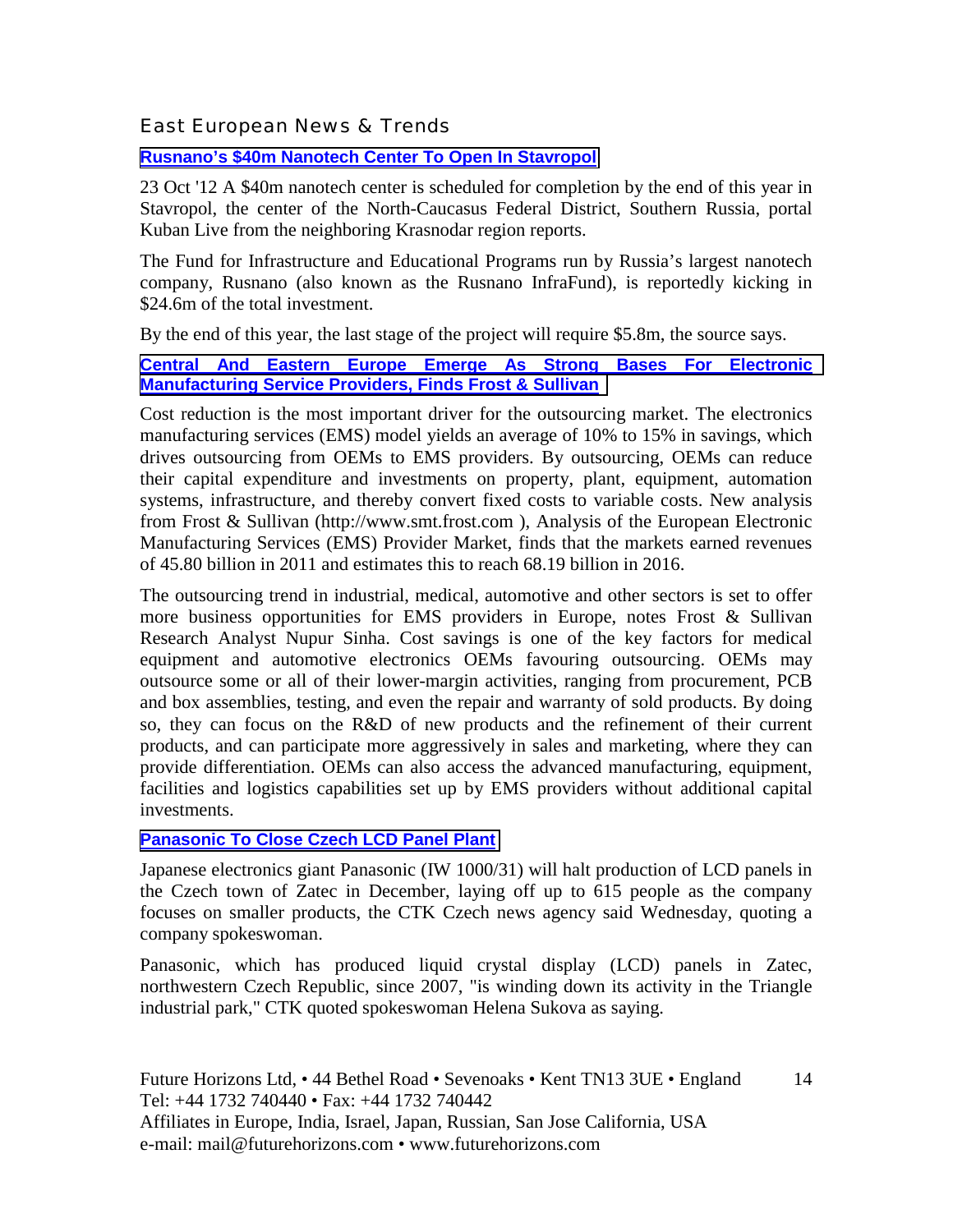## East European News & Trends

### Rusnano's $40m Nanotech Center To Open In Stavropol

23 Oct '12 A $40m nanotech center is scheduled for completion by the end of this year in Stavropol, the center of the North-Caucasus Federal District, Southern Russia, portal Kuban Live from the neighboring Krasnodar region reports.

The Fund for Infrastructure and Educational Programs run by Russia's largest nanotech company, Rusnano (also known as the Rusnano InfraFund), is reportedly kicking in $24.6m of the total investment.

By the end of this year, the last stage of the project will require $5.8m, the source says.

### Central And Eastern Europe Emerge As Strong Bases For Electronic Manufacturing Service Providers, Finds Frost & Sullivan

Cost reduction is the most important driver for the outsourcing market. The electronics manufacturing services (EMS) model yields an average of 10% to 15% in savings, which drives outsourcing from OEMs to EMS providers. By outsourcing, OEMs can reduce their capital expenditure and investments on property, plant, equipment, automation systems, infrastructure, and thereby convert fixed costs to variable costs. New analysis from Frost & Sullivan (http://www.smt.frost.com ), Analysis of the European Electronic Manufacturing Services (EMS) Provider Market, finds that the markets earned revenues of 45.80 billion in 2011 and estimates this to reach 68.19 billion in 2016.

The outsourcing trend in industrial, medical, automotive and other sectors is set to offer more business opportunities for EMS providers in Europe, notes Frost & Sullivan Research Analyst Nupur Sinha. Cost savings is one of the key factors for medical equipment and automotive electronics OEMs favouring outsourcing. OEMs may outsource some or all of their lower-margin activities, ranging from procurement, PCB and box assemblies, testing, and even the repair and warranty of sold products. By doing so, they can focus on the R&D of new products and the refinement of their current products, and can participate more aggressively in sales and marketing, where they can provide differentiation. OEMs can also access the advanced manufacturing, equipment, facilities and logistics capabilities set up by EMS providers without additional capital investments.

### Panasonic To Close Czech LCD Panel Plant

Japanese electronics giant Panasonic (IW 1000/31) will halt production of LCD panels in the Czech town of Zatec in December, laying off up to 615 people as the company focuses on smaller products, the CTK Czech news agency said Wednesday, quoting a company spokeswoman.

Panasonic, which has produced liquid crystal display (LCD) panels in Zatec, northwestern Czech Republic, since 2007, "is winding down its activity in the Triangle industrial park," CTK quoted spokeswoman Helena Sukova as saying.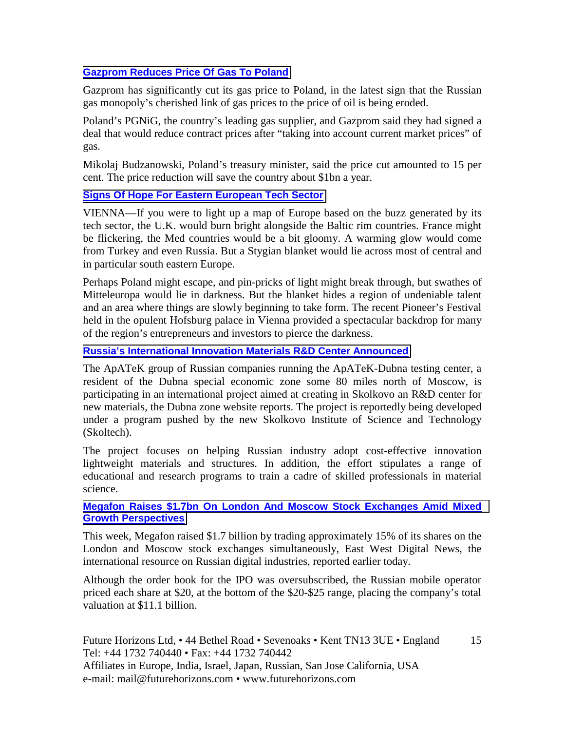### Gazprom Reduces Price Of Gas To Poland

Gazprom has significantly cut its gas price to Poland, in the latest sign that the Russian gas monopoly's cherished link of gas prices to the price of oil is being eroded.

Poland's PGNiG, the country's leading gas supplier, and Gazprom said they had signed a deal that would reduce contract prices after "taking into account current market prices" of gas.

Mikolaj Budzanowski, Poland's treasury minister, said the price cut amounted to 15 per cent. The price reduction will save the country about $1bn a year.

### Signs Of Hope For Eastern European Tech Sector

VIENNA—If you were to light up a map of Europe based on the buzz generated by its tech sector, the U.K. would burn bright alongside the Baltic rim countries. France might be flickering, the Med countries would be a bit gloomy. A warming glow would come from Turkey and even Russia. But a Stygian blanket would lie across most of central and in particular south eastern Europe.

Perhaps Poland might escape, and pin-pricks of light might break through, but swathes of Mitteleuropa would lie in darkness. But the blanket hides a region of undeniable talent and an area where things are slowly beginning to take form. The recent Pioneer's Festival held in the opulent Hofsburg palace in Vienna provided a spectacular backdrop for many of the region's entrepreneurs and investors to pierce the darkness.

### Russia's International Innovation Materials R&D Center Announced

The ApATeK group of Russian companies running the ApATeK-Dubna testing center, a resident of the Dubna special economic zone some 80 miles north of Moscow, is participating in an international project aimed at creating in Skolkovo an R&D center for new materials, the Dubna zone website reports. The project is reportedly being developed under a program pushed by the new Skolkovo Institute of Science and Technology (Skoltech).

The project focuses on helping Russian industry adopt cost-effective innovation lightweight materials and structures. In addition, the effort stipulates a range of educational and research programs to train a cadre of skilled professionals in material science.

### Megafon Raises $1.7bn On London And Moscow Stock Exchanges Amid Mixed Growth Perspectives

This week, Megafon raised $1.7 billion by trading approximately 15% of its shares on the London and Moscow stock exchanges simultaneously, East West Digital News, the international resource on Russian digital industries, reported earlier today.

Although the order book for the IPO was oversubscribed, the Russian mobile operator priced each share at $20, at the bottom of the $20-$25 range, placing the company's total valuation at $11.1 billion.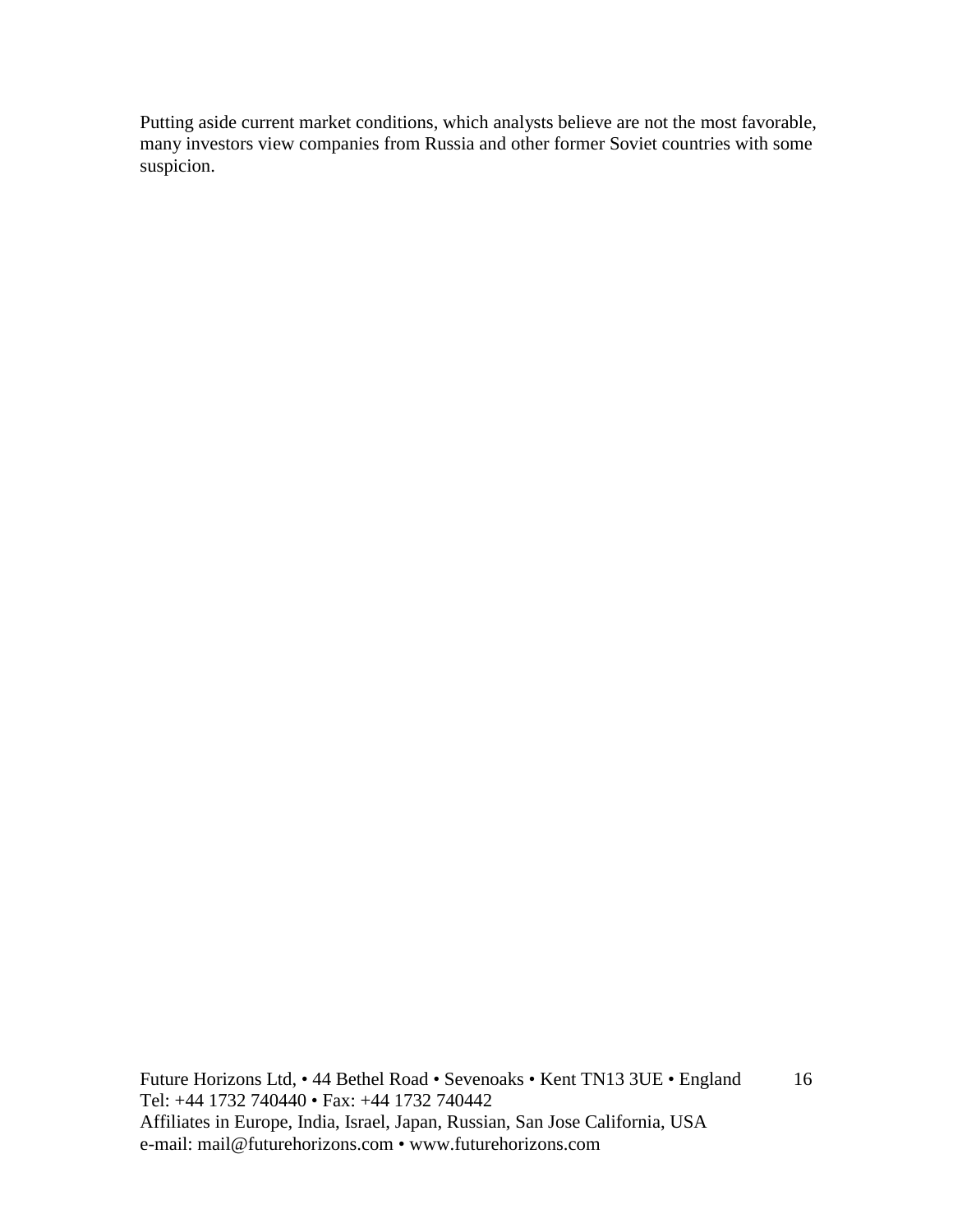Putting aside current market conditions, which analysts believe are not the most favorable, many investors view companies from Russia and other former Soviet countries with some suspicion.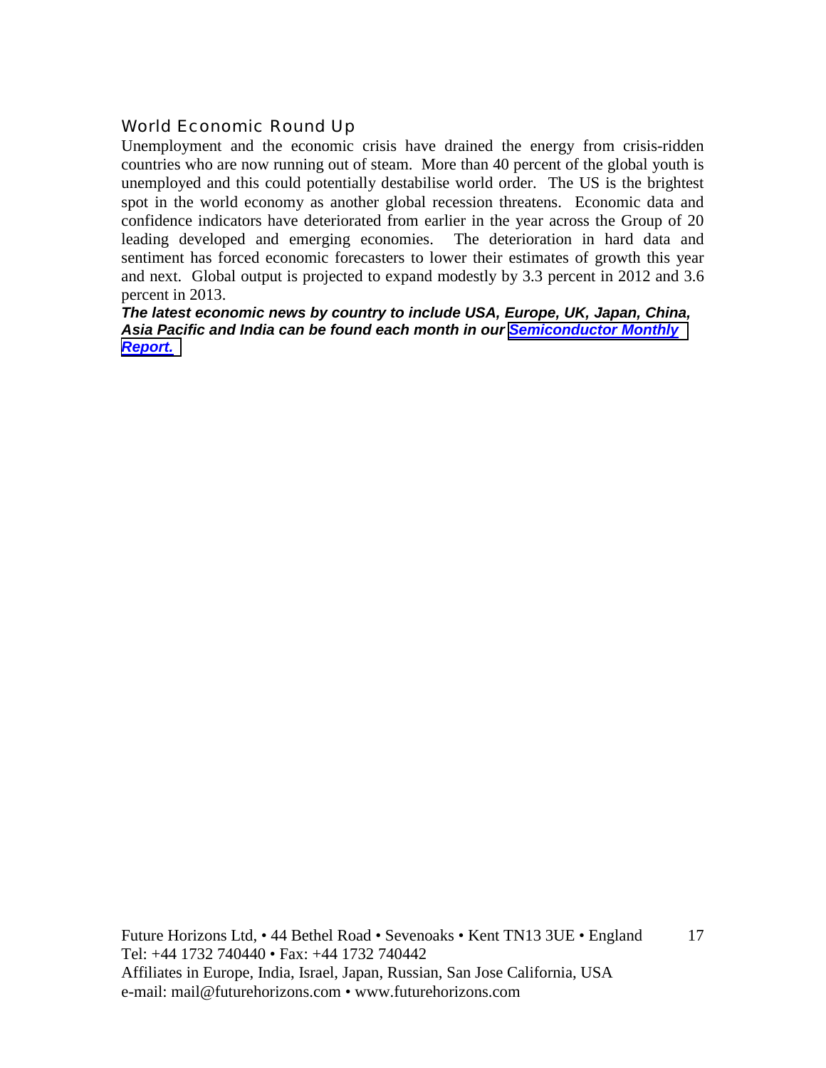## World Economic Round Up

Unemployment and the economic crisis have drained the energy from crisis-ridden countries who are now running out of steam. More than 40 percent of the global youth is unemployed and this could potentially destabilise world order. The US is the brightest spot in the world economy as another global recession threatens. Economic data and confidence indicators have deteriorated from earlier in the year across the Group of 20 leading developed and emerging economies. The deterioration in hard data and sentiment has forced economic forecasters to lower their estimates of growth this year and next. Global output is projected to expand modestly by 3.3 percent in 2012 and 3.6 percent in 2013.

***The latest economic news by country to include USA, Europe, UK, Japan, China, Asia Pacific and India can be found each month in our Semiconductor Monthly Report.***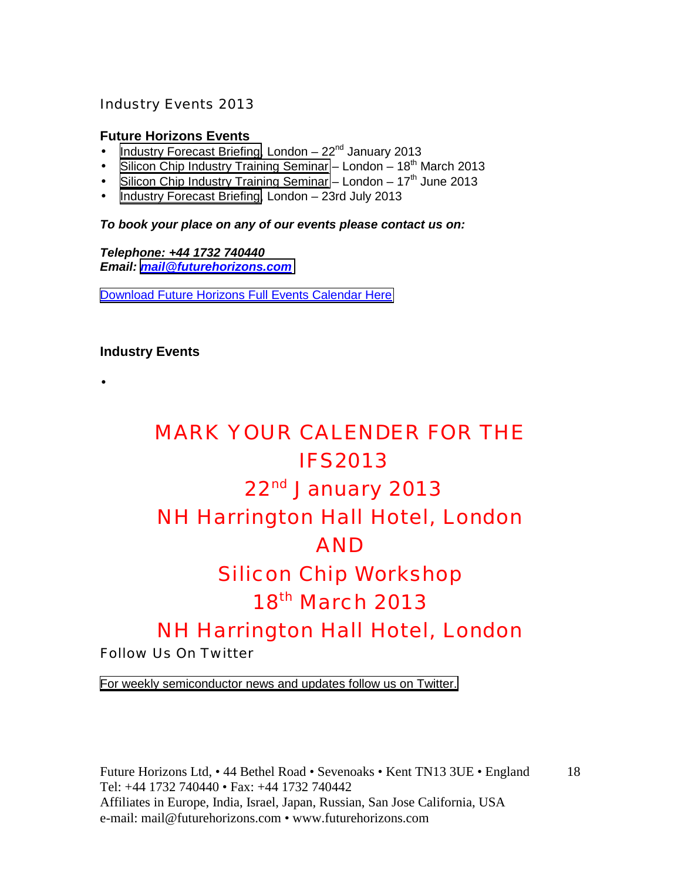## Industry Events 2013

### Future Horizons Events

- Industry Forecast Briefing, London – 22nd January 2013
- Silicon Chip Industry Training Seminar – London – 18th March 2013
- Silicon Chip Industry Training Seminar – London – 17th June 2013
- Industry Forecast Briefing, London – 23rd July 2013

***To book your place on any of our events please contact us on:***

***Telephone: +44 1732 740440***
***Email: mail@futurehorizons.com***

Download Future Horizons Full Events Calendar Here

### Industry Events

- 

MARK YOUR CALENDER FOR THE IFS2013
22nd January 2013
NH Harrington Hall Hotel, London
AND
Silicon Chip Workshop
18th March 2013
NH Harrington Hall Hotel, London

## Follow Us On Twitter

For weekly semiconductor news and updates follow us on Twitter.

Future Horizons Ltd, • 44 Bethel Road • Sevenoaks • Kent TN13 3UE • England
Tel: +44 1732 740440 • Fax: +44 1732 740442
Affiliates in Europe, India, Israel, Japan, Russian, San Jose California, USA
e-mail: mail@futurehorizons.com • www.futurehorizons.com